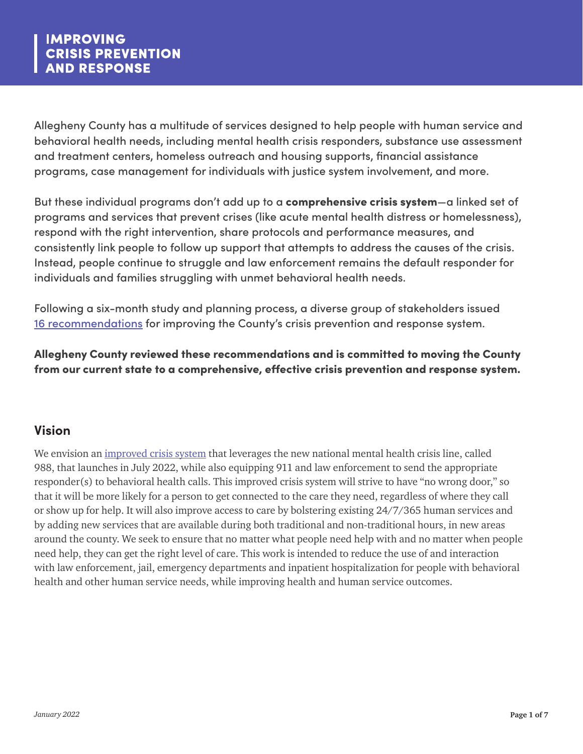# IMPROVING CRISIS PREVENTION AND RESPONSE

Allegheny County has a multitude of services designed to help people with human service and behavioral health needs, including mental health crisis responders, substance use assessment and treatment centers, homeless outreach and housing supports, financial assistance programs, case management for individuals with justice system involvement, and more.

But these individual programs don't add up to a **comprehensive crisis system**—a linked set of programs and services that prevent crises (like acute mental health distress or homelessness), respond with the right intervention, share protocols and performance measures, and consistently link people to follow up support that attempts to address the causes of the crisis. Instead, people continue to struggle and law enforcement remains the default responder for individuals and families struggling with unmet behavioral health needs.

Following a six-month study and planning process, a diverse group of stakeholders issued 16 recommendations for improving the County's crisis prevention and response system.

**Allegheny County reviewed these recommendations and is committed to moving the County from our current state to a comprehensive, effective crisis prevention and response system.**

## Vision

We envision an improved crisis system that leverages the new national mental health crisis line, called 988, that launches in July 2022, while also equipping 911 and law enforcement to send the appropriate responder(s) to behavioral health calls. This improved crisis system will strive to have "no wrong door," so that it will be more likely for a person to get connected to the care they need, regardless of where they call or show up for help. It will also improve access to care by bolstering existing 24/7/365 human services and by adding new services that are available during both traditional and non-traditional hours, in new areas around the county. We seek to ensure that no matter what people need help with and no matter when people need help, they can get the right level of care. This work is intended to reduce the use of and interaction with law enforcement, jail, emergency departments and inpatient hospitalization for people with behavioral health and other human service needs, while improving health and human service outcomes.

*January 2022*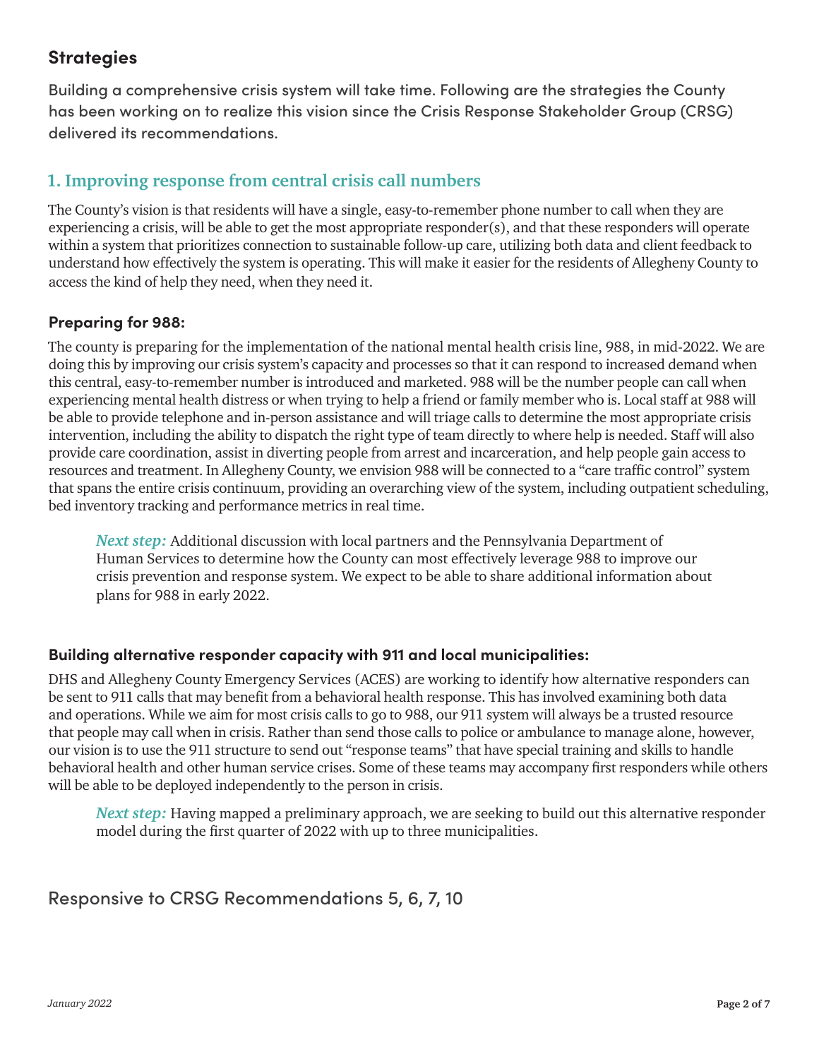## Strategies

Building a comprehensive crisis system will take time. Following are the strategies the County has been working on to realize this vision since the Crisis Response Stakeholder Group (CRSG) delivered its recommendations.

### 1. Improving response from central crisis call numbers

The County's vision is that residents will have a single, easy-to-remember phone number to call when they are experiencing a crisis, will be able to get the most appropriate responder(s), and that these responders will operate within a system that prioritizes connection to sustainable follow-up care, utilizing both data and client feedback to understand how effectively the system is operating. This will make it easier for the residents of Allegheny County to access the kind of help they need, when they need it.

#### Preparing for 988:

The county is preparing for the implementation of the national mental health crisis line, 988, in mid-2022. We are doing this by improving our crisis system's capacity and processes so that it can respond to increased demand when this central, easy-to-remember number is introduced and marketed. 988 will be the number people can call when experiencing mental health distress or when trying to help a friend or family member who is. Local staff at 988 will be able to provide telephone and in-person assistance and will triage calls to determine the most appropriate crisis intervention, including the ability to dispatch the right type of team directly to where help is needed. Staff will also provide care coordination, assist in diverting people from arrest and incarceration, and help people gain access to resources and treatment. In Allegheny County, we envision 988 will be connected to a "care traffic control" system that spans the entire crisis continuum, providing an overarching view of the system, including outpatient scheduling, bed inventory tracking and performance metrics in real time.

> ***Next step:*** Additional discussion with local partners and the Pennsylvania Department of Human Services to determine how the County can most effectively leverage 988 to improve our crisis prevention and response system. We expect to be able to share additional information about plans for 988 in early 2022.

#### Building alternative responder capacity with 911 and local municipalities:

DHS and Allegheny County Emergency Services (ACES) are working to identify how alternative responders can be sent to 911 calls that may benefit from a behavioral health response. This has involved examining both data and operations. While we aim for most crisis calls to go to 988, our 911 system will always be a trusted resource that people may call when in crisis. Rather than send those calls to police or ambulance to manage alone, however, our vision is to use the 911 structure to send out "response teams" that have special training and skills to handle behavioral health and other human service crises. Some of these teams may accompany first responders while others will be able to be deployed independently to the person in crisis.

> ***Next step:*** Having mapped a preliminary approach, we are seeking to build out this alternative responder model during the first quarter of 2022 with up to three municipalities.

Responsive to CRSG Recommendations 5, 6, 7, 10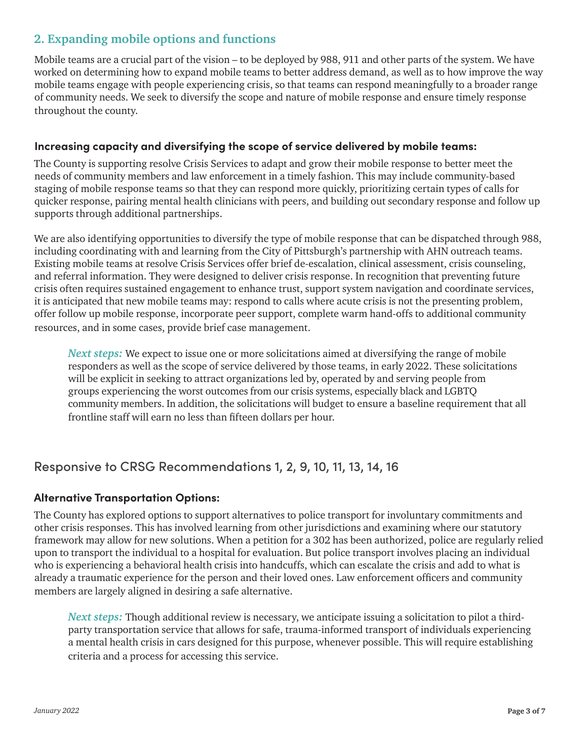## 2. Expanding mobile options and functions

Mobile teams are a crucial part of the vision – to be deployed by 988, 911 and other parts of the system. We have worked on determining how to expand mobile teams to better address demand, as well as to how improve the way mobile teams engage with people experiencing crisis, so that teams can respond meaningfully to a broader range of community needs. We seek to diversify the scope and nature of mobile response and ensure timely response throughout the county.

### Increasing capacity and diversifying the scope of service delivered by mobile teams:

The County is supporting resolve Crisis Services to adapt and grow their mobile response to better meet the needs of community members and law enforcement in a timely fashion. This may include community-based staging of mobile response teams so that they can respond more quickly, prioritizing certain types of calls for quicker response, pairing mental health clinicians with peers, and building out secondary response and follow up supports through additional partnerships.

We are also identifying opportunities to diversify the type of mobile response that can be dispatched through 988, including coordinating with and learning from the City of Pittsburgh's partnership with AHN outreach teams. Existing mobile teams at resolve Crisis Services offer brief de-escalation, clinical assessment, crisis counseling, and referral information. They were designed to deliver crisis response. In recognition that preventing future crisis often requires sustained engagement to enhance trust, support system navigation and coordinate services, it is anticipated that new mobile teams may: respond to calls where acute crisis is not the presenting problem, offer follow up mobile response, incorporate peer support, complete warm hand-offs to additional community resources, and in some cases, provide brief case management.

> ***Next steps:*** We expect to issue one or more solicitations aimed at diversifying the range of mobile responders as well as the scope of service delivered by those teams, in early 2022. These solicitations will be explicit in seeking to attract organizations led by, operated by and serving people from groups experiencing the worst outcomes from our crisis systems, especially black and LGBTQ community members. In addition, the solicitations will budget to ensure a baseline requirement that all frontline staff will earn no less than fifteen dollars per hour.

## Responsive to CRSG Recommendations 1, 2, 9, 10, 11, 13, 14, 16

### Alternative Transportation Options:

The County has explored options to support alternatives to police transport for involuntary commitments and other crisis responses. This has involved learning from other jurisdictions and examining where our statutory framework may allow for new solutions. When a petition for a 302 has been authorized, police are regularly relied upon to transport the individual to a hospital for evaluation. But police transport involves placing an individual who is experiencing a behavioral health crisis into handcuffs, which can escalate the crisis and add to what is already a traumatic experience for the person and their loved ones. Law enforcement officers and community members are largely aligned in desiring a safe alternative.

> ***Next steps:*** Though additional review is necessary, we anticipate issuing a solicitation to pilot a third-party transportation service that allows for safe, trauma-informed transport of individuals experiencing a mental health crisis in cars designed for this purpose, whenever possible. This will require establishing criteria and a process for accessing this service.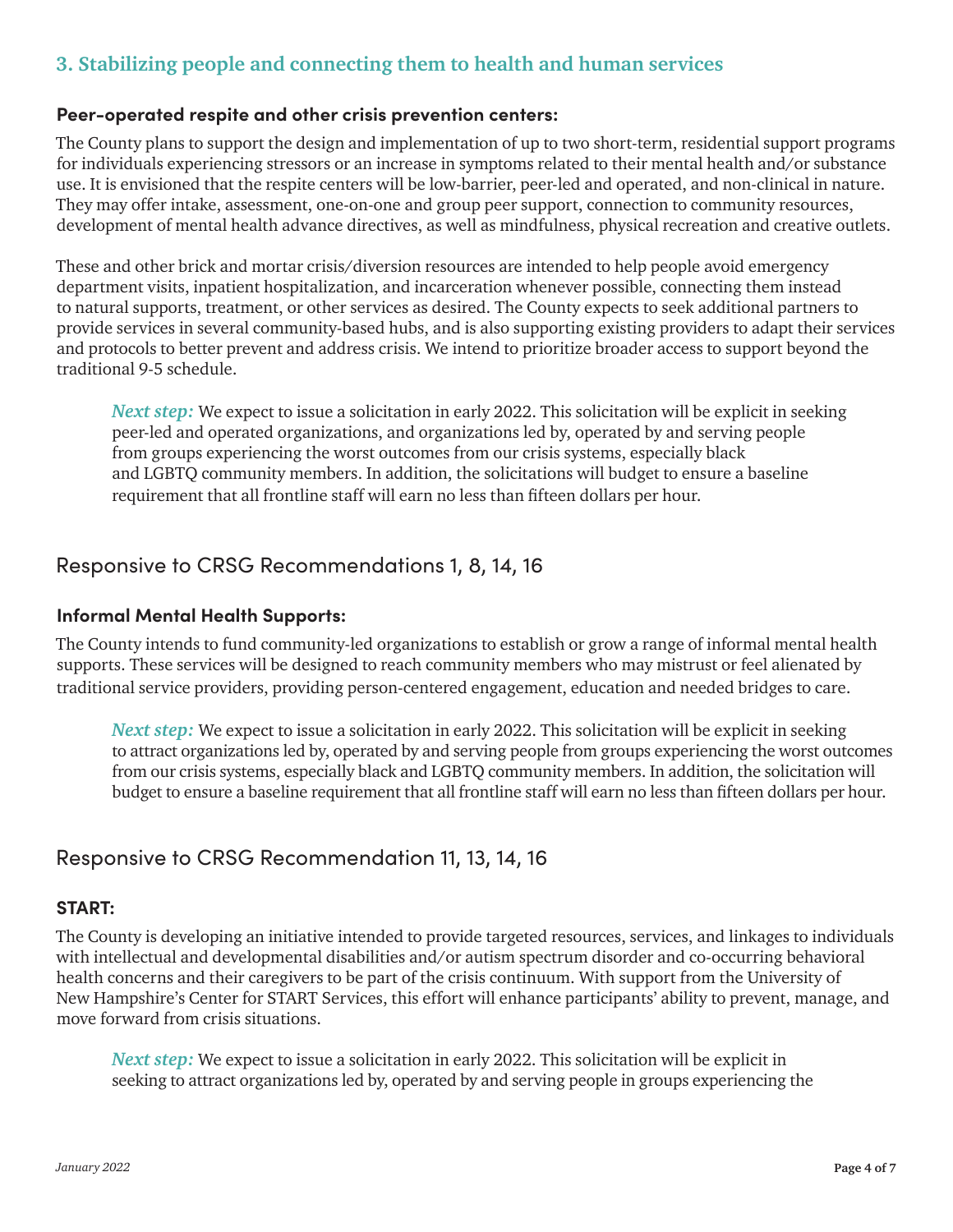## 3. Stabilizing people and connecting them to health and human services

### Peer-operated respite and other crisis prevention centers:

The County plans to support the design and implementation of up to two short-term, residential support programs for individuals experiencing stressors or an increase in symptoms related to their mental health and/or substance use. It is envisioned that the respite centers will be low-barrier, peer-led and operated, and non-clinical in nature. They may offer intake, assessment, one-on-one and group peer support, connection to community resources, development of mental health advance directives, as well as mindfulness, physical recreation and creative outlets.

These and other brick and mortar crisis/diversion resources are intended to help people avoid emergency department visits, inpatient hospitalization, and incarceration whenever possible, connecting them instead to natural supports, treatment, or other services as desired. The County expects to seek additional partners to provide services in several community-based hubs, and is also supporting existing providers to adapt their services and protocols to better prevent and address crisis. We intend to prioritize broader access to support beyond the traditional 9-5 schedule.

> ***Next step:*** We expect to issue a solicitation in early 2022. This solicitation will be explicit in seeking peer-led and operated organizations, and organizations led by, operated by and serving people from groups experiencing the worst outcomes from our crisis systems, especially black and LGBTQ community members. In addition, the solicitations will budget to ensure a baseline requirement that all frontline staff will earn no less than fifteen dollars per hour.

## Responsive to CRSG Recommendations 1, 8, 14, 16

### Informal Mental Health Supports:

The County intends to fund community-led organizations to establish or grow a range of informal mental health supports. These services will be designed to reach community members who may mistrust or feel alienated by traditional service providers, providing person-centered engagement, education and needed bridges to care.

> ***Next step:*** We expect to issue a solicitation in early 2022. This solicitation will be explicit in seeking to attract organizations led by, operated by and serving people from groups experiencing the worst outcomes from our crisis systems, especially black and LGBTQ community members. In addition, the solicitation will budget to ensure a baseline requirement that all frontline staff will earn no less than fifteen dollars per hour.

## Responsive to CRSG Recommendation 11, 13, 14, 16

### START:

The County is developing an initiative intended to provide targeted resources, services, and linkages to individuals with intellectual and developmental disabilities and/or autism spectrum disorder and co-occurring behavioral health concerns and their caregivers to be part of the crisis continuum. With support from the University of New Hampshire's Center for START Services, this effort will enhance participants' ability to prevent, manage, and move forward from crisis situations.

> ***Next step:*** We expect to issue a solicitation in early 2022. This solicitation will be explicit in seeking to attract organizations led by, operated by and serving people in groups experiencing the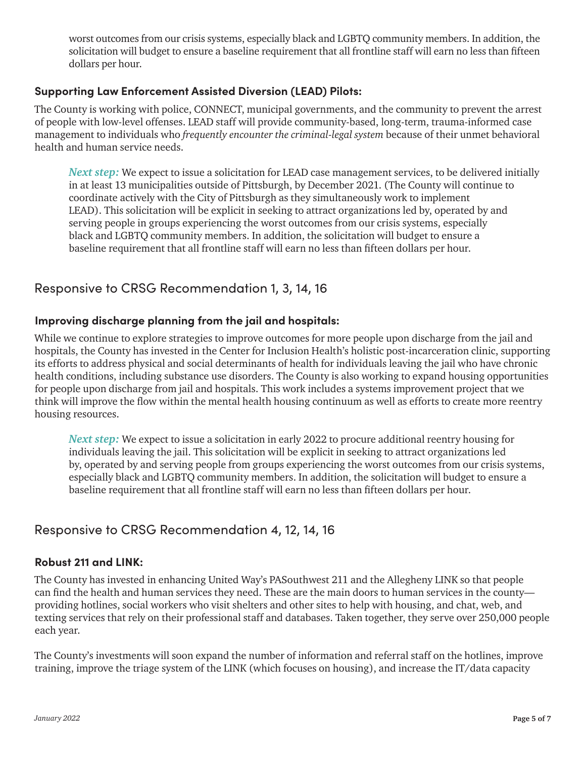worst outcomes from our crisis systems, especially black and LGBTQ community members. In addition, the solicitation will budget to ensure a baseline requirement that all frontline staff will earn no less than fifteen dollars per hour.

### Supporting Law Enforcement Assisted Diversion (LEAD) Pilots:

The County is working with police, CONNECT, municipal governments, and the community to prevent the arrest of people with low-level offenses. LEAD staff will provide community-based, long-term, trauma-informed case management to individuals who *frequently encounter the criminal-legal system* because of their unmet behavioral health and human service needs.

> ***Next step:*** We expect to issue a solicitation for LEAD case management services, to be delivered initially in at least 13 municipalities outside of Pittsburgh, by December 2021. (The County will continue to coordinate actively with the City of Pittsburgh as they simultaneously work to implement LEAD). This solicitation will be explicit in seeking to attract organizations led by, operated by and serving people in groups experiencing the worst outcomes from our crisis systems, especially black and LGBTQ community members. In addition, the solicitation will budget to ensure a baseline requirement that all frontline staff will earn no less than fifteen dollars per hour.

## Responsive to CRSG Recommendation 1, 3, 14, 16

### Improving discharge planning from the jail and hospitals:

While we continue to explore strategies to improve outcomes for more people upon discharge from the jail and hospitals, the County has invested in the Center for Inclusion Health's holistic post-incarceration clinic, supporting its efforts to address physical and social determinants of health for individuals leaving the jail who have chronic health conditions, including substance use disorders. The County is also working to expand housing opportunities for people upon discharge from jail and hospitals. This work includes a systems improvement project that we think will improve the flow within the mental health housing continuum as well as efforts to create more reentry housing resources.

> ***Next step:*** We expect to issue a solicitation in early 2022 to procure additional reentry housing for individuals leaving the jail. This solicitation will be explicit in seeking to attract organizations led by, operated by and serving people from groups experiencing the worst outcomes from our crisis systems, especially black and LGBTQ community members. In addition, the solicitation will budget to ensure a baseline requirement that all frontline staff will earn no less than fifteen dollars per hour.

## Responsive to CRSG Recommendation 4, 12, 14, 16

### Robust 211 and LINK:

The County has invested in enhancing United Way's PASouthwest 211 and the Allegheny LINK so that people can find the health and human services they need. These are the main doors to human services in the county—providing hotlines, social workers who visit shelters and other sites to help with housing, and chat, web, and texting services that rely on their professional staff and databases. Taken together, they serve over 250,000 people each year.

The County's investments will soon expand the number of information and referral staff on the hotlines, improve training, improve the triage system of the LINK (which focuses on housing), and increase the IT/data capacity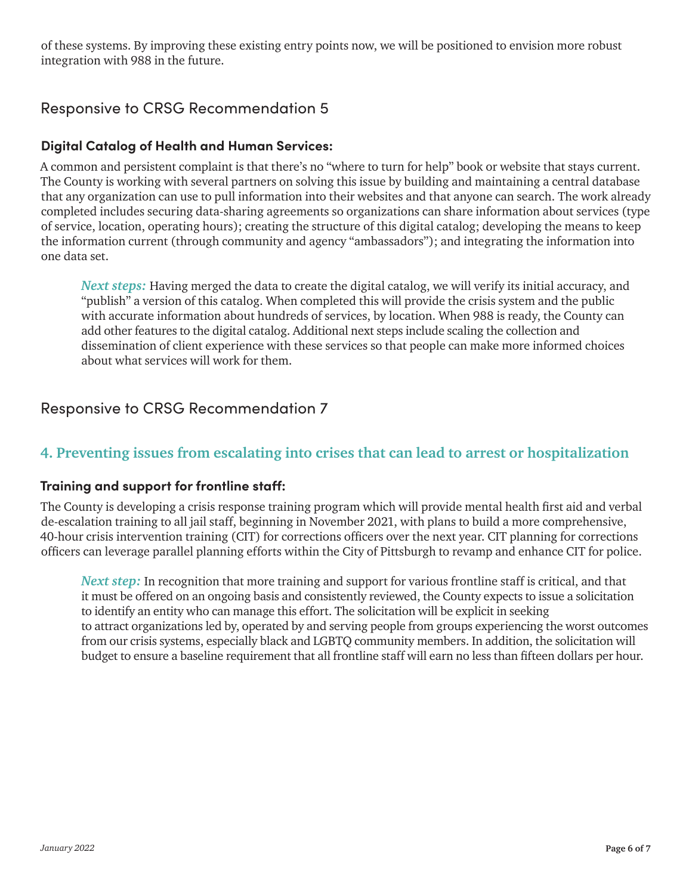of these systems. By improving these existing entry points now, we will be positioned to envision more robust integration with 988 in the future.

## Responsive to CRSG Recommendation 5

### Digital Catalog of Health and Human Services:

A common and persistent complaint is that there's no "where to turn for help" book or website that stays current. The County is working with several partners on solving this issue by building and maintaining a central database that any organization can use to pull information into their websites and that anyone can search. The work already completed includes securing data-sharing agreements so organizations can share information about services (type of service, location, operating hours); creating the structure of this digital catalog; developing the means to keep the information current (through community and agency "ambassadors"); and integrating the information into one data set.

> ***Next steps:*** Having merged the data to create the digital catalog, we will verify its initial accuracy, and "publish" a version of this catalog. When completed this will provide the crisis system and the public with accurate information about hundreds of services, by location. When 988 is ready, the County can add other features to the digital catalog. Additional next steps include scaling the collection and dissemination of client experience with these services so that people can make more informed choices about what services will work for them.

## Responsive to CRSG Recommendation 7

## 4. Preventing issues from escalating into crises that can lead to arrest or hospitalization

### Training and support for frontline staff:

The County is developing a crisis response training program which will provide mental health first aid and verbal de-escalation training to all jail staff, beginning in November 2021, with plans to build a more comprehensive, 40-hour crisis intervention training (CIT) for corrections officers over the next year. CIT planning for corrections officers can leverage parallel planning efforts within the City of Pittsburgh to revamp and enhance CIT for police.

> ***Next step:*** In recognition that more training and support for various frontline staff is critical, and that it must be offered on an ongoing basis and consistently reviewed, the County expects to issue a solicitation to identify an entity who can manage this effort. The solicitation will be explicit in seeking to attract organizations led by, operated by and serving people from groups experiencing the worst outcomes from our crisis systems, especially black and LGBTQ community members. In addition, the solicitation will budget to ensure a baseline requirement that all frontline staff will earn no less than fifteen dollars per hour.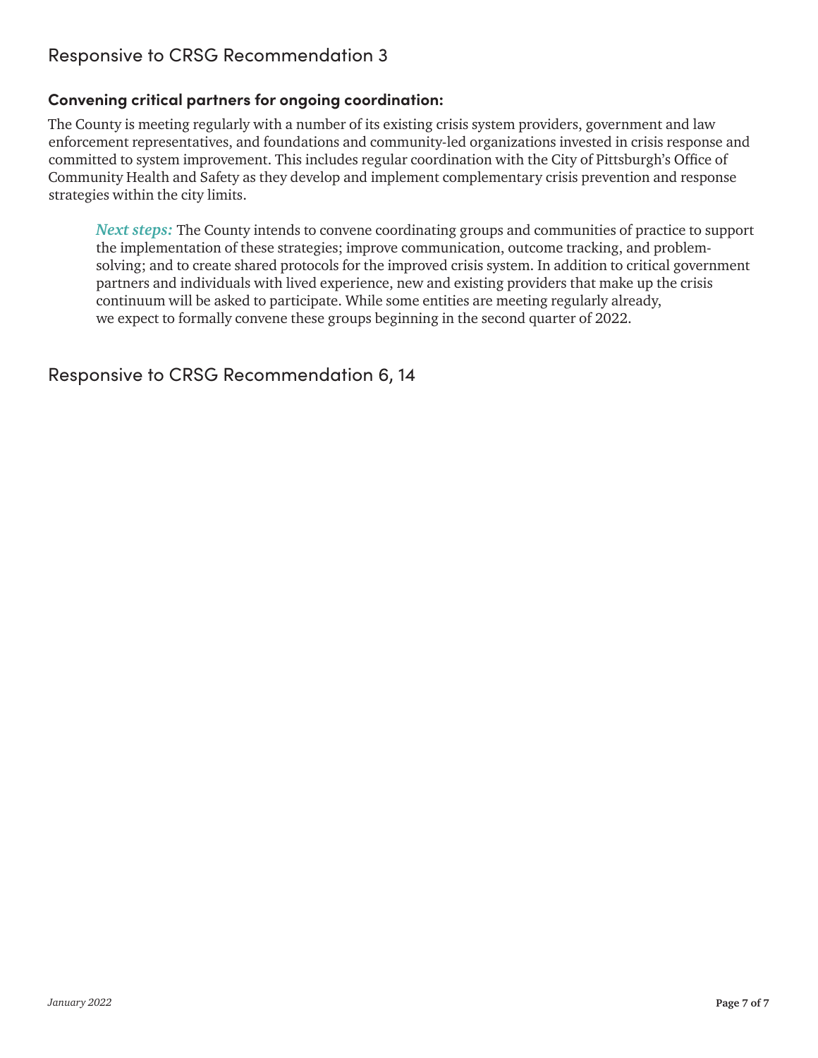## Responsive to CRSG Recommendation 3

### Convening critical partners for ongoing coordination:

The County is meeting regularly with a number of its existing crisis system providers, government and law enforcement representatives, and foundations and community-led organizations invested in crisis response and committed to system improvement. This includes regular coordination with the City of Pittsburgh's Office of Community Health and Safety as they develop and implement complementary crisis prevention and response strategies within the city limits.

> ***Next steps:*** The County intends to convene coordinating groups and communities of practice to support the implementation of these strategies; improve communication, outcome tracking, and problem-solving; and to create shared protocols for the improved crisis system. In addition to critical government partners and individuals with lived experience, new and existing providers that make up the crisis continuum will be asked to participate. While some entities are meeting regularly already, we expect to formally convene these groups beginning in the second quarter of 2022.

## Responsive to CRSG Recommendation 6, 14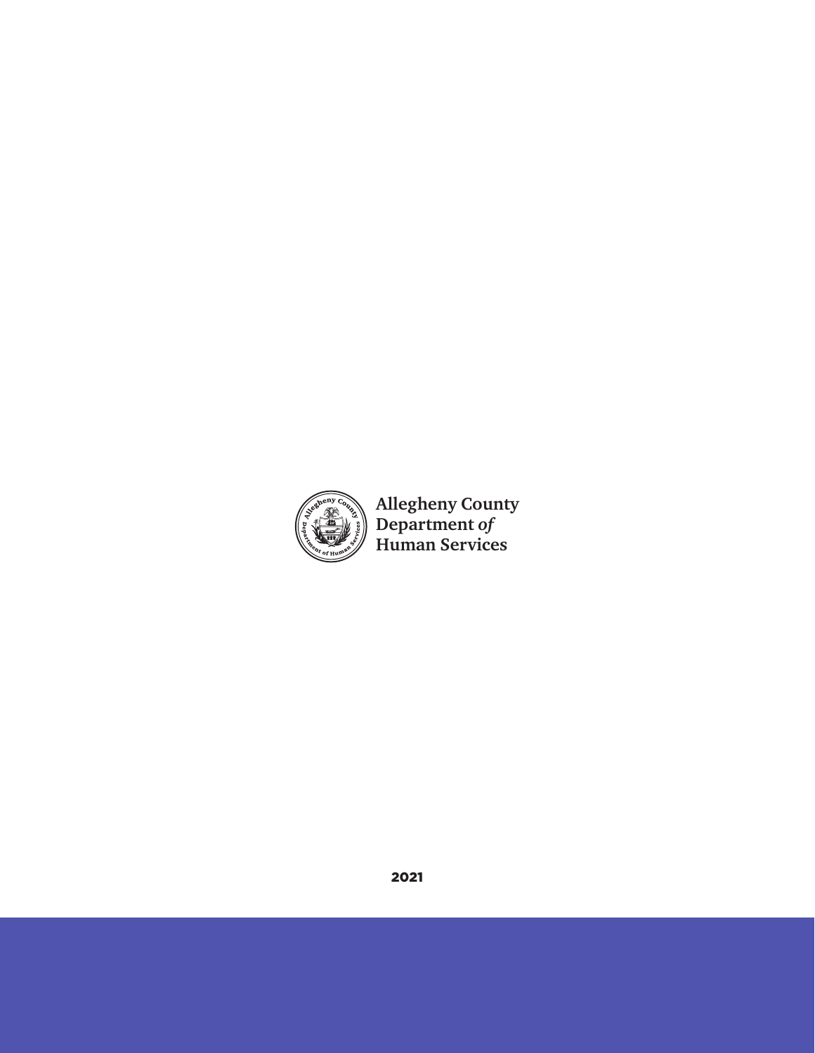Allegheny County
Department *of*
Human Services

2021